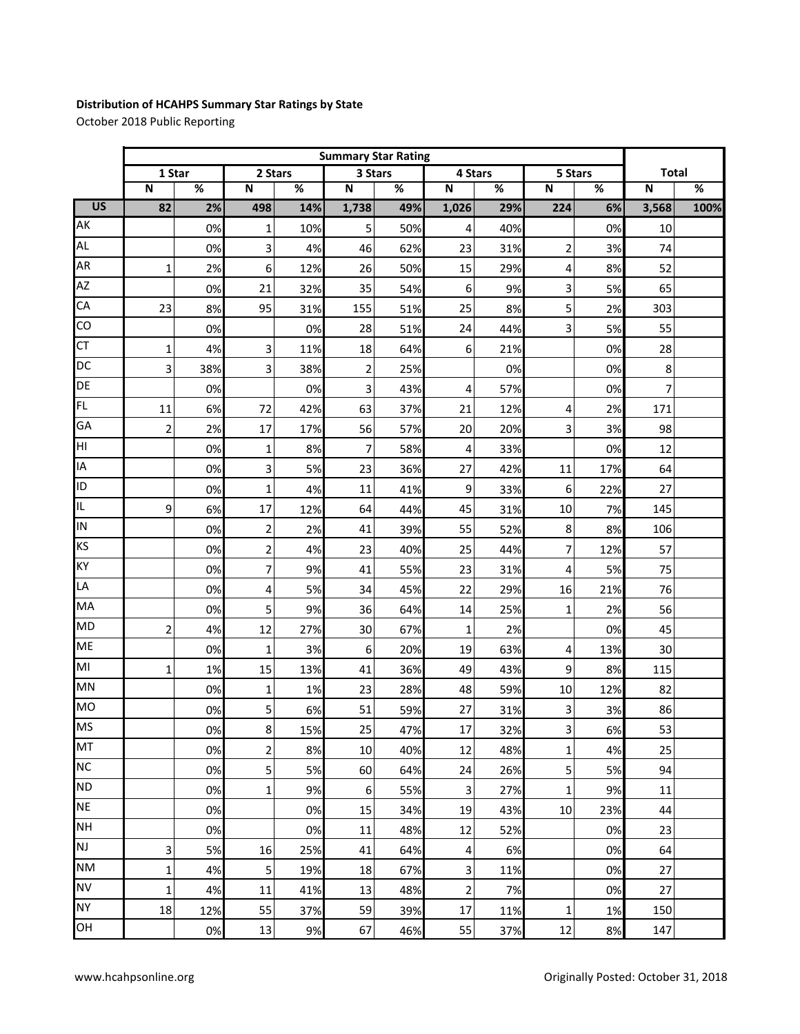**Distribution of HCAHPS Summary Star Ratings by State**

October 2018 Public Reporting

| | Summary Star Rating | | | | | | | | | | | |
|---|---|---|---|---|---|---|---|---|---|---|---|---|
| | 1 Star | | 2 Stars | | 3 Stars | | 4 Stars | | 5 Stars | | Total | |
| | N | % | N | % | N | % | N | % | N | % | N | % |
| **US** | **82** | **2%** | **498** | **14%** | **1,738** | **49%** | **1,026** | **29%** | **224** | **6%** | **3,568** | **100%** |
| AK | | 0% | 1 | 10% | 5 | 50% | 4 | 40% | | 0% | 10 | |
| AL | | 0% | 3 | 4% | 46 | 62% | 23 | 31% | 2 | 3% | 74 | |
| AR | 1 | 2% | 6 | 12% | 26 | 50% | 15 | 29% | 4 | 8% | 52 | |
| AZ | | 0% | 21 | 32% | 35 | 54% | 6 | 9% | 3 | 5% | 65 | |
| CA | 23 | 8% | 95 | 31% | 155 | 51% | 25 | 8% | 5 | 2% | 303 | |
| CO | | 0% | | 0% | 28 | 51% | 24 | 44% | 3 | 5% | 55 | |
| CT | 1 | 4% | 3 | 11% | 18 | 64% | 6 | 21% | | 0% | 28 | |
| DC | 3 | 38% | 3 | 38% | 2 | 25% | | 0% | | 0% | 8 | |
| DE | | 0% | | 0% | 3 | 43% | 4 | 57% | | 0% | 7 | |
| FL | 11 | 6% | 72 | 42% | 63 | 37% | 21 | 12% | 4 | 2% | 171 | |
| GA | 2 | 2% | 17 | 17% | 56 | 57% | 20 | 20% | 3 | 3% | 98 | |
| HI | | 0% | 1 | 8% | 7 | 58% | 4 | 33% | | 0% | 12 | |
| IA | | 0% | 3 | 5% | 23 | 36% | 27 | 42% | 11 | 17% | 64 | |
| ID | | 0% | 1 | 4% | 11 | 41% | 9 | 33% | 6 | 22% | 27 | |
| IL | 9 | 6% | 17 | 12% | 64 | 44% | 45 | 31% | 10 | 7% | 145 | |
| IN | | 0% | 2 | 2% | 41 | 39% | 55 | 52% | 8 | 8% | 106 | |
| KS | | 0% | 2 | 4% | 23 | 40% | 25 | 44% | 7 | 12% | 57 | |
| KY | | 0% | 7 | 9% | 41 | 55% | 23 | 31% | 4 | 5% | 75 | |
| LA | | 0% | 4 | 5% | 34 | 45% | 22 | 29% | 16 | 21% | 76 | |
| MA | | 0% | 5 | 9% | 36 | 64% | 14 | 25% | 1 | 2% | 56 | |
| MD | 2 | 4% | 12 | 27% | 30 | 67% | 1 | 2% | | 0% | 45 | |
| ME | | 0% | 1 | 3% | 6 | 20% | 19 | 63% | 4 | 13% | 30 | |
| MI | 1 | 1% | 15 | 13% | 41 | 36% | 49 | 43% | 9 | 8% | 115 | |
| MN | | 0% | 1 | 1% | 23 | 28% | 48 | 59% | 10 | 12% | 82 | |
| MO | | 0% | 5 | 6% | 51 | 59% | 27 | 31% | 3 | 3% | 86 | |
| MS | | 0% | 8 | 15% | 25 | 47% | 17 | 32% | 3 | 6% | 53 | |
| MT | | 0% | 2 | 8% | 10 | 40% | 12 | 48% | 1 | 4% | 25 | |
| NC | | 0% | 5 | 5% | 60 | 64% | 24 | 26% | 5 | 5% | 94 | |
| ND | | 0% | 1 | 9% | 6 | 55% | 3 | 27% | 1 | 9% | 11 | |
| NE | | 0% | | 0% | 15 | 34% | 19 | 43% | 10 | 23% | 44 | |
| NH | | 0% | | 0% | 11 | 48% | 12 | 52% | | 0% | 23 | |
| NJ | 3 | 5% | 16 | 25% | 41 | 64% | 4 | 6% | | 0% | 64 | |
| NM | 1 | 4% | 5 | 19% | 18 | 67% | 3 | 11% | | 0% | 27 | |
| NV | 1 | 4% | 11 | 41% | 13 | 48% | 2 | 7% | | 0% | 27 | |
| NY | 18 | 12% | 55 | 37% | 59 | 39% | 17 | 11% | 1 | 1% | 150 | |
| OH | | 0% | 13 | 9% | 67 | 46% | 55 | 37% | 12 | 8% | 147 | |

www.hcahpsonline.org

Originally Posted: October 31, 2018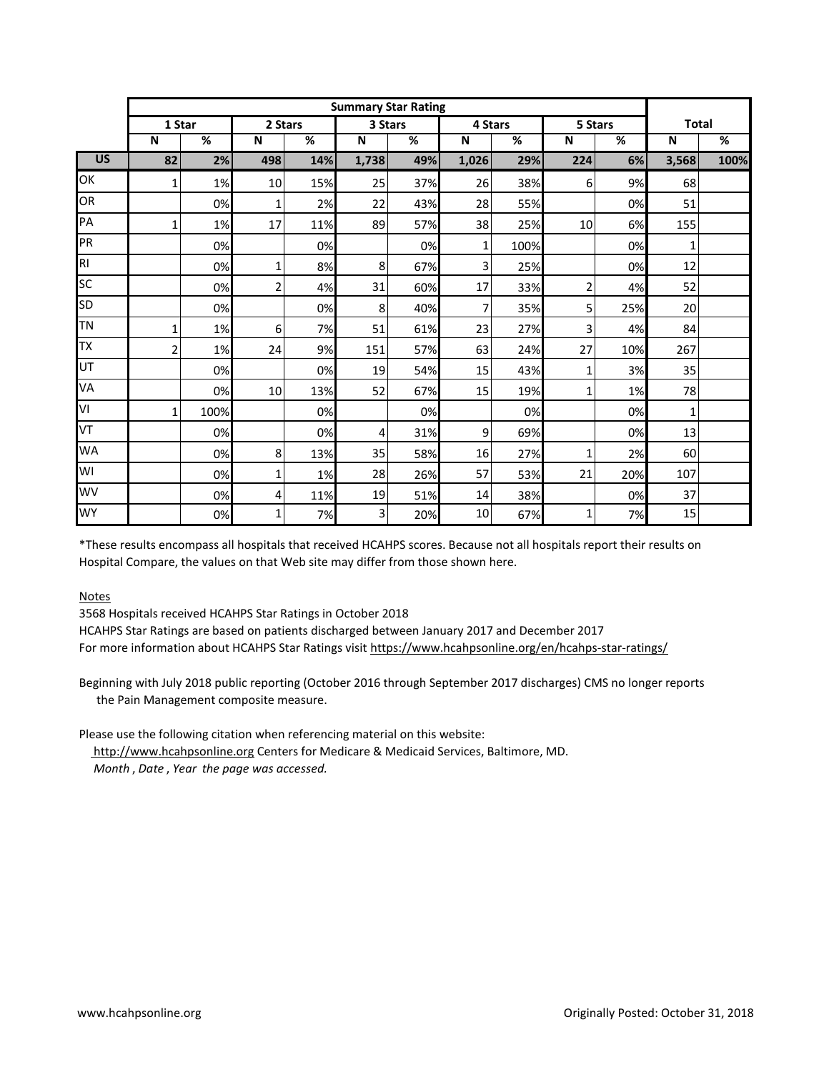| | Summary Star Rating | | | | | | | | | | Total | |
|---|---|---|---|---|---|---|---|---|---|---|---|---|
| | 1 Star | | 2 Stars | | 3 Stars | | 4 Stars | | 5 Stars | | | |
| | N | % | N | % | N | % | N | % | N | % | N | % |
| **US** | **82** | **2%** | **498** | **14%** | **1,738** | **49%** | **1,026** | **29%** | **224** | **6%** | **3,568** | **100%** |
| OK | 1 | 1% | 10 | 15% | 25 | 37% | 26 | 38% | 6 | 9% | 68 | |
| OR | | 0% | 1 | 2% | 22 | 43% | 28 | 55% | | 0% | 51 | |
| PA | 1 | 1% | 17 | 11% | 89 | 57% | 38 | 25% | 10 | 6% | 155 | |
| PR | | 0% | | 0% | | 0% | 1 | 100% | | 0% | 1 | |
| RI | | 0% | 1 | 8% | 8 | 67% | 3 | 25% | | 0% | 12 | |
| SC | | 0% | 2 | 4% | 31 | 60% | 17 | 33% | 2 | 4% | 52 | |
| SD | | 0% | | 0% | 8 | 40% | 7 | 35% | 5 | 25% | 20 | |
| TN | 1 | 1% | 6 | 7% | 51 | 61% | 23 | 27% | 3 | 4% | 84 | |
| TX | 2 | 1% | 24 | 9% | 151 | 57% | 63 | 24% | 27 | 10% | 267 | |
| UT | | 0% | | 0% | 19 | 54% | 15 | 43% | 1 | 3% | 35 | |
| VA | | 0% | 10 | 13% | 52 | 67% | 15 | 19% | 1 | 1% | 78 | |
| VI | 1 | 100% | | 0% | | 0% | | 0% | | 0% | 1 | |
| VT | | 0% | | 0% | 4 | 31% | 9 | 69% | | 0% | 13 | |
| WA | | 0% | 8 | 13% | 35 | 58% | 16 | 27% | 1 | 2% | 60 | |
| WI | | 0% | 1 | 1% | 28 | 26% | 57 | 53% | 21 | 20% | 107 | |
| WV | | 0% | 4 | 11% | 19 | 51% | 14 | 38% | | 0% | 37 | |
| WY | | 0% | 1 | 7% | 3 | 20% | 10 | 67% | 1 | 7% | 15 | |

*These results encompass all hospitals that received HCAHPS scores. Because not all hospitals report their results on Hospital Compare, the values on that Web site may differ from those shown here.

Notes

3568 Hospitals received HCAHPS Star Ratings in October 2018

HCAHPS Star Ratings are based on patients discharged between January 2017 and December 2017

For more information about HCAHPS Star Ratings visit https://www.hcahpsonline.org/en/hcahps-star-ratings/

Beginning with July 2018 public reporting (October 2016 through September 2017 discharges) CMS no longer reports the Pain Management composite measure.

Please use the following citation when referencing material on this website:

http://www.hcahpsonline.org Centers for Medicare & Medicaid Services, Baltimore, MD.
*Month , Date , Year the page was accessed.*

www.hcahpsonline.org Originally Posted: October 31, 2018